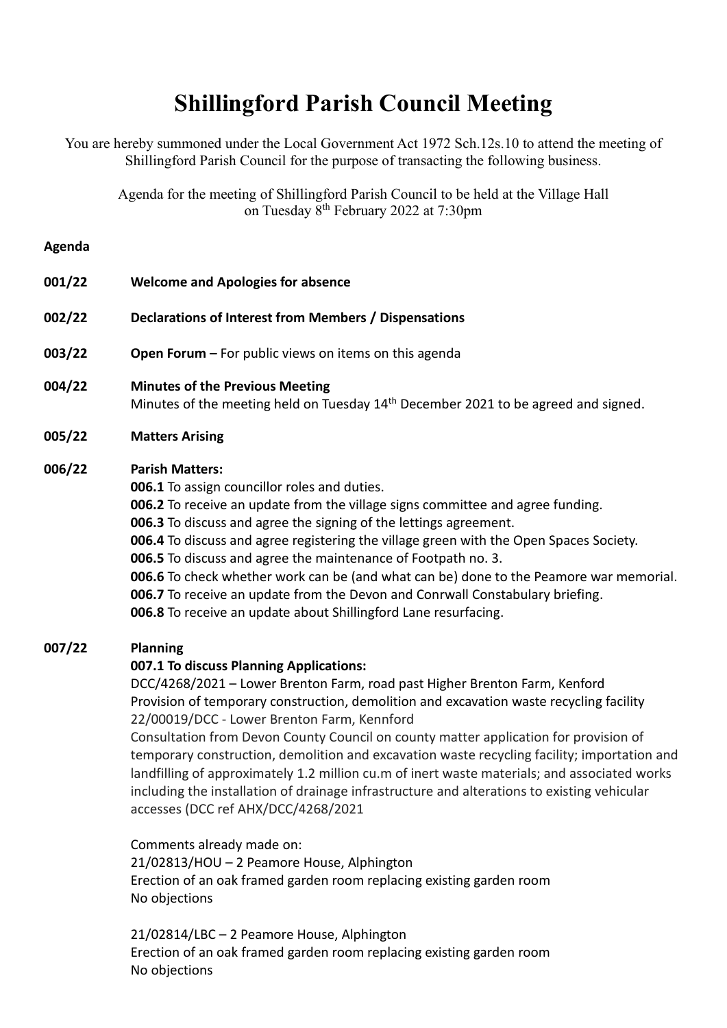# Shillingford Parish Council Meeting

You are hereby summoned under the Local Government Act 1972 Sch.12s.10 to attend the meeting of Shillingford Parish Council for the purpose of transacting the following business.

Agenda for the meeting of Shillingford Parish Council to be held at the Village Hall on Tuesday 8th February 2022 at 7:30pm

**Agenda**

**001/22 Welcome and Apologies for absence**

**002/22 Declarations of Interest from Members / Dispensations**

**003/22 Open Forum –** For public views on items on this agenda

**004/22 Minutes of the Previous Meeting**
Minutes of the meeting held on Tuesday 14th December 2021 to be agreed and signed.

**005/22 Matters Arising**

**006/22 Parish Matters:**

**006.1** To assign councillor roles and duties.
**006.2** To receive an update from the village signs committee and agree funding.
**006.3** To discuss and agree the signing of the lettings agreement.
**006.4** To discuss and agree registering the village green with the Open Spaces Society.
**006.5** To discuss and agree the maintenance of Footpath no. 3.
**006.6** To check whether work can be (and what can be) done to the Peamore war memorial.
**006.7** To receive an update from the Devon and Conrwall Constabulary briefing.
**006.8** To receive an update about Shillingford Lane resurfacing.

**007/22 Planning**

**007.1 To discuss Planning Applications:**

DCC/4268/2021 – Lower Brenton Farm, road past Higher Brenton Farm, Kenford
Provision of temporary construction, demolition and excavation waste recycling facility
22/00019/DCC - Lower Brenton Farm, Kennford
Consultation from Devon County Council on county matter application for provision of temporary construction, demolition and excavation waste recycling facility; importation and landfilling of approximately 1.2 million cu.m of inert waste materials; and associated works including the installation of drainage infrastructure and alterations to existing vehicular accesses (DCC ref AHX/DCC/4268/2021

Comments already made on:
21/02813/HOU – 2 Peamore House, Alphington
Erection of an oak framed garden room replacing existing garden room
No objections

21/02814/LBC – 2 Peamore House, Alphington
Erection of an oak framed garden room replacing existing garden room
No objections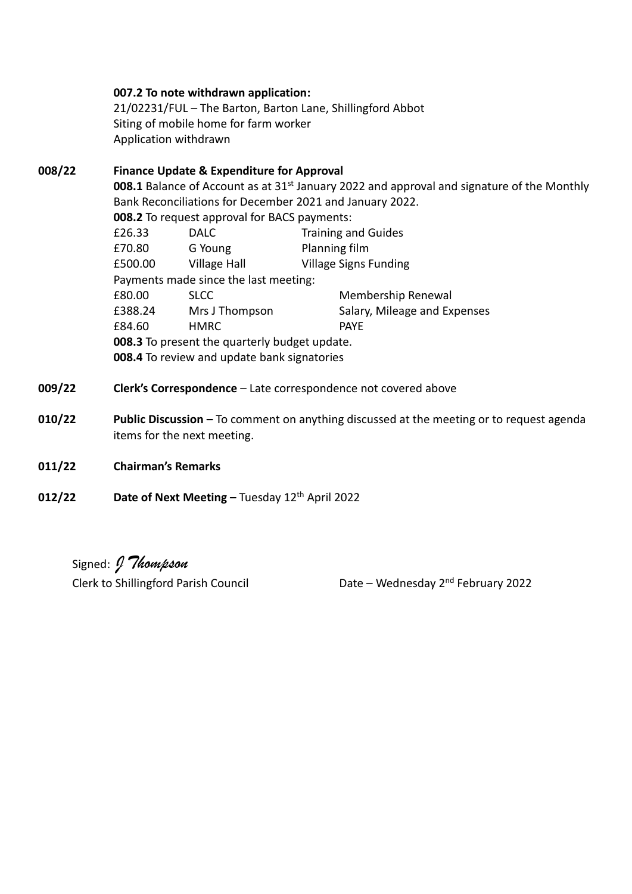**007.2 To note withdrawn application:**
21/02231/FUL – The Barton, Barton Lane, Shillingford Abbot
Siting of mobile home for farm worker
Application withdrawn

**008/22 Finance Update & Expenditure for Approval**

**008.1** Balance of Account as at 31st January 2022 and approval and signature of the Monthly Bank Reconciliations for December 2021 and January 2022.

**008.2** To request approval for BACS payments:

| | | |
|---|---|---|
| £26.33 | DALC | Training and Guides |
| £70.80 | G Young | Planning film |
| £500.00 | Village Hall | Village Signs Funding |

Payments made since the last meeting:

| | | |
|---|---|---|
| £80.00 | SLCC | Membership Renewal |
| £388.24 | Mrs J Thompson | Salary, Mileage and Expenses |
| £84.60 | HMRC | PAYE |

**008.3** To present the quarterly budget update.

**008.4** To review and update bank signatories

**009/22 Clerk's Correspondence** – Late correspondence not covered above

**010/22 Public Discussion –** To comment on anything discussed at the meeting or to request agenda items for the next meeting.

**011/22 Chairman's Remarks**

**012/22 Date of Next Meeting –** Tuesday 12th April 2022

Signed: *J Thompson*
Clerk to Shillingford Parish Council

Date – Wednesday 2nd February 2022